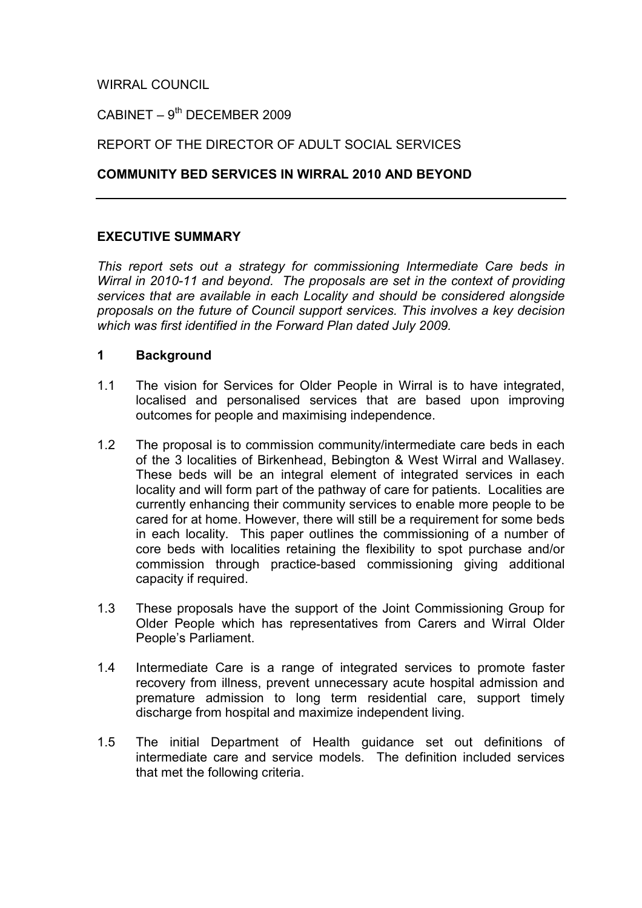WIRRAL COUNCIL

CABINET – 9th DECEMBER 2009

REPORT OF THE DIRECTOR OF ADULT SOCIAL SERVICES

**COMMUNITY BED SERVICES IN WIRRAL 2010 AND BEYOND**

---

**EXECUTIVE SUMMARY**

*This report sets out a strategy for commissioning Intermediate Care beds in Wirral in 2010-11 and beyond. The proposals are set in the context of providing services that are available in each Locality and should be considered alongside proposals on the future of Council support services. This involves a key decision which was first identified in the Forward Plan dated July 2009.*

## 1 Background

1.1 The vision for Services for Older People in Wirral is to have integrated, localised and personalised services that are based upon improving outcomes for people and maximising independence.

1.2 The proposal is to commission community/intermediate care beds in each of the 3 localities of Birkenhead, Bebington & West Wirral and Wallasey. These beds will be an integral element of integrated services in each locality and will form part of the pathway of care for patients. Localities are currently enhancing their community services to enable more people to be cared for at home. However, there will still be a requirement for some beds in each locality. This paper outlines the commissioning of a number of core beds with localities retaining the flexibility to spot purchase and/or commission through practice-based commissioning giving additional capacity if required.

1.3 These proposals have the support of the Joint Commissioning Group for Older People which has representatives from Carers and Wirral Older People's Parliament.

1.4 Intermediate Care is a range of integrated services to promote faster recovery from illness, prevent unnecessary acute hospital admission and premature admission to long term residential care, support timely discharge from hospital and maximize independent living.

1.5 The initial Department of Health guidance set out definitions of intermediate care and service models. The definition included services that met the following criteria.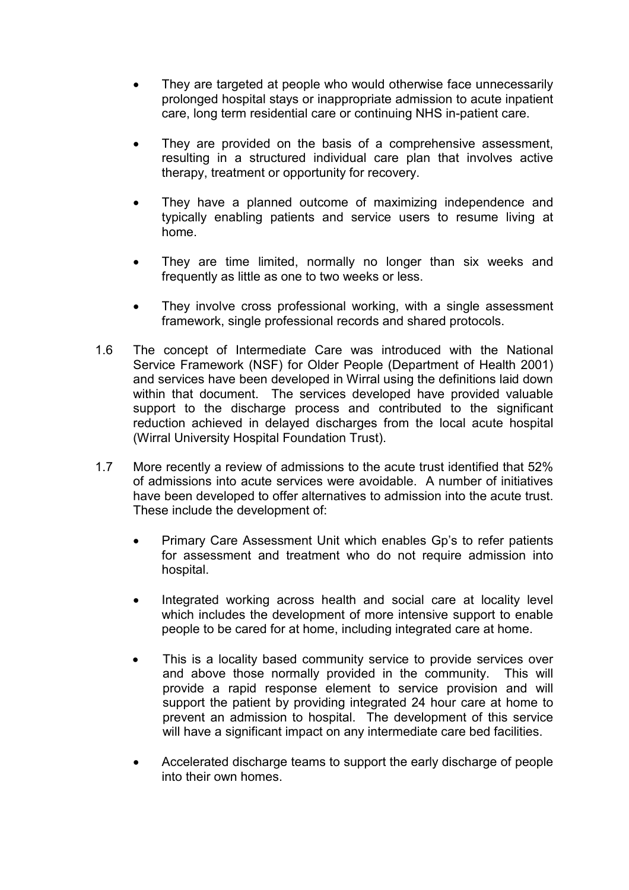- They are targeted at people who would otherwise face unnecessarily prolonged hospital stays or inappropriate admission to acute inpatient care, long term residential care or continuing NHS in-patient care.

- They are provided on the basis of a comprehensive assessment, resulting in a structured individual care plan that involves active therapy, treatment or opportunity for recovery.

- They have a planned outcome of maximizing independence and typically enabling patients and service users to resume living at home.

- They are time limited, normally no longer than six weeks and frequently as little as one to two weeks or less.

- They involve cross professional working, with a single assessment framework, single professional records and shared protocols.

1.6 The concept of Intermediate Care was introduced with the National Service Framework (NSF) for Older People (Department of Health 2001) and services have been developed in Wirral using the definitions laid down within that document. The services developed have provided valuable support to the discharge process and contributed to the significant reduction achieved in delayed discharges from the local acute hospital (Wirral University Hospital Foundation Trust).

1.7 More recently a review of admissions to the acute trust identified that 52% of admissions into acute services were avoidable. A number of initiatives have been developed to offer alternatives to admission into the acute trust. These include the development of:

- Primary Care Assessment Unit which enables Gp's to refer patients for assessment and treatment who do not require admission into hospital.

- Integrated working across health and social care at locality level which includes the development of more intensive support to enable people to be cared for at home, including integrated care at home.

- This is a locality based community service to provide services over and above those normally provided in the community. This will provide a rapid response element to service provision and will support the patient by providing integrated 24 hour care at home to prevent an admission to hospital. The development of this service will have a significant impact on any intermediate care bed facilities.

- Accelerated discharge teams to support the early discharge of people into their own homes.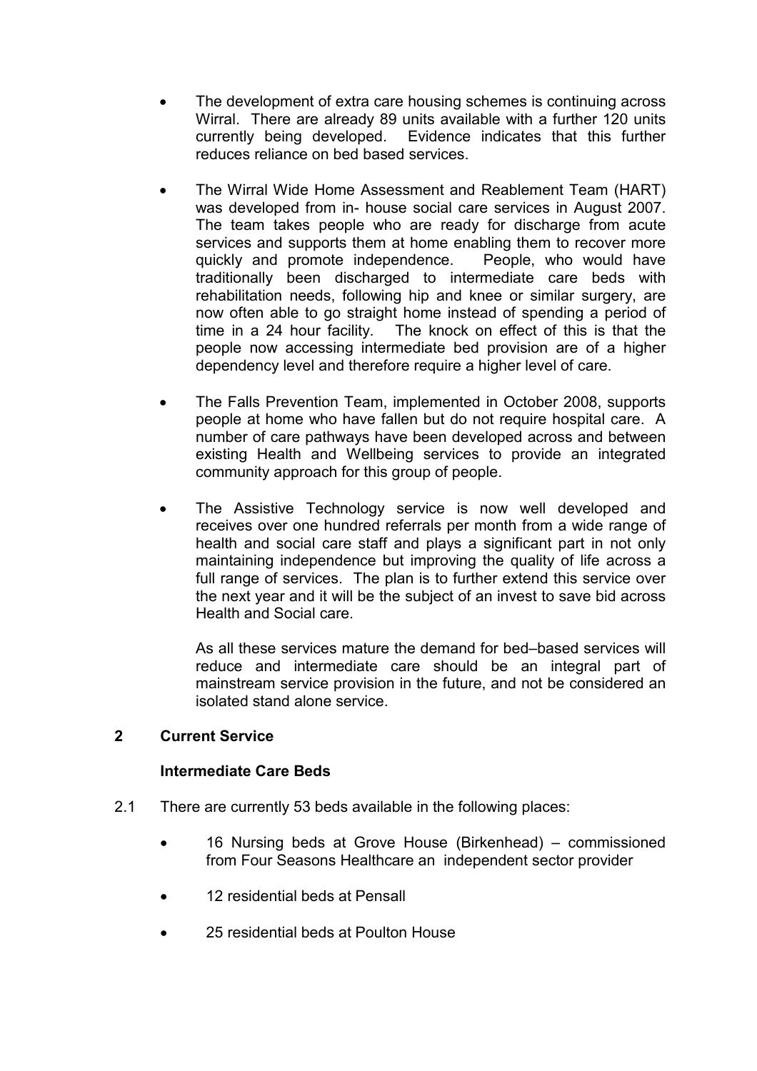- The development of extra care housing schemes is continuing across Wirral. There are already 89 units available with a further 120 units currently being developed. Evidence indicates that this further reduces reliance on bed based services.

- The Wirral Wide Home Assessment and Reablement Team (HART) was developed from in- house social care services in August 2007. The team takes people who are ready for discharge from acute services and supports them at home enabling them to recover more quickly and promote independence. People, who would have traditionally been discharged to intermediate care beds with rehabilitation needs, following hip and knee or similar surgery, are now often able to go straight home instead of spending a period of time in a 24 hour facility. The knock on effect of this is that the people now accessing intermediate bed provision are of a higher dependency level and therefore require a higher level of care.

- The Falls Prevention Team, implemented in October 2008, supports people at home who have fallen but do not require hospital care. A number of care pathways have been developed across and between existing Health and Wellbeing services to provide an integrated community approach for this group of people.

- The Assistive Technology service is now well developed and receives over one hundred referrals per month from a wide range of health and social care staff and plays a significant part in not only maintaining independence but improving the quality of life across a full range of services. The plan is to further extend this service over the next year and it will be the subject of an invest to save bid across Health and Social care.

  As all these services mature the demand for bed–based services will reduce and intermediate care should be an integral part of mainstream service provision in the future, and not be considered an isolated stand alone service.

## 2 Current Service

### Intermediate Care Beds

2.1 There are currently 53 beds available in the following places:

- 16 Nursing beds at Grove House (Birkenhead) – commissioned from Four Seasons Healthcare an independent sector provider

- 12 residential beds at Pensall

- 25 residential beds at Poulton House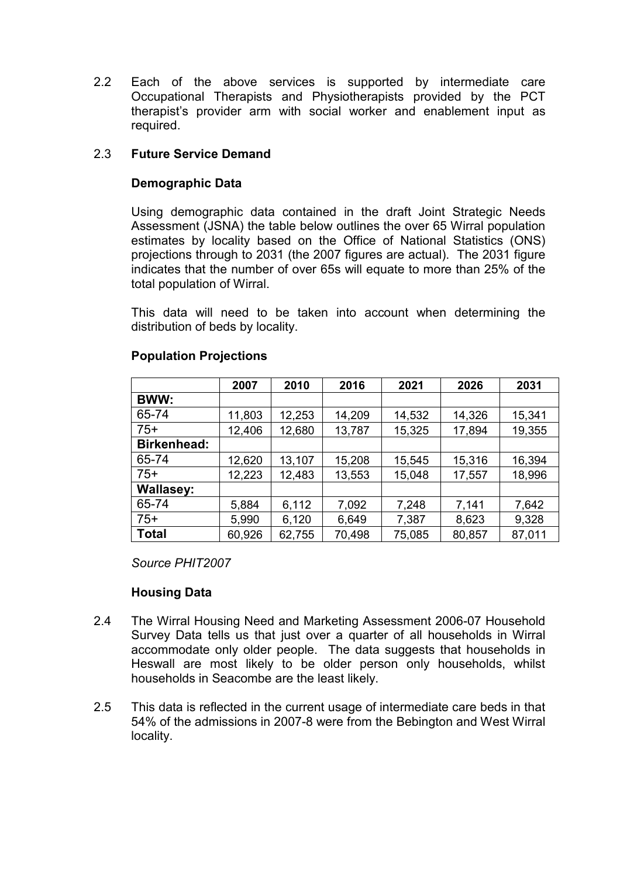2.2 Each of the above services is supported by intermediate care Occupational Therapists and Physiotherapists provided by the PCT therapist's provider arm with social worker and enablement input as required.

2.3 **Future Service Demand**

**Demographic Data**

Using demographic data contained in the draft Joint Strategic Needs Assessment (JSNA) the table below outlines the over 65 Wirral population estimates by locality based on the Office of National Statistics (ONS) projections through to 2031 (the 2007 figures are actual). The 2031 figure indicates that the number of over 65s will equate to more than 25% of the total population of Wirral.

This data will need to be taken into account when determining the distribution of beds by locality.

**Population Projections**

| | 2007 | 2010 | 2016 | 2021 | 2026 | 2031 |
|---|---|---|---|---|---|---|
| **BWW:** | | | | | | |
| 65-74 | 11,803 | 12,253 | 14,209 | 14,532 | 14,326 | 15,341 |
| 75+ | 12,406 | 12,680 | 13,787 | 15,325 | 17,894 | 19,355 |
| **Birkenhead:** | | | | | | |
| 65-74 | 12,620 | 13,107 | 15,208 | 15,545 | 15,316 | 16,394 |
| 75+ | 12,223 | 12,483 | 13,553 | 15,048 | 17,557 | 18,996 |
| **Wallasey:** | | | | | | |
| 65-74 | 5,884 | 6,112 | 7,092 | 7,248 | 7,141 | 7,642 |
| 75+ | 5,990 | 6,120 | 6,649 | 7,387 | 8,623 | 9,328 |
| **Total** | 60,926 | 62,755 | 70,498 | 75,085 | 80,857 | 87,011 |

*Source PHIT2007*

**Housing Data**

2.4 The Wirral Housing Need and Marketing Assessment 2006-07 Household Survey Data tells us that just over a quarter of all households in Wirral accommodate only older people. The data suggests that households in Heswall are most likely to be older person only households, whilst households in Seacombe are the least likely.

2.5 This data is reflected in the current usage of intermediate care beds in that 54% of the admissions in 2007-8 were from the Bebington and West Wirral locality.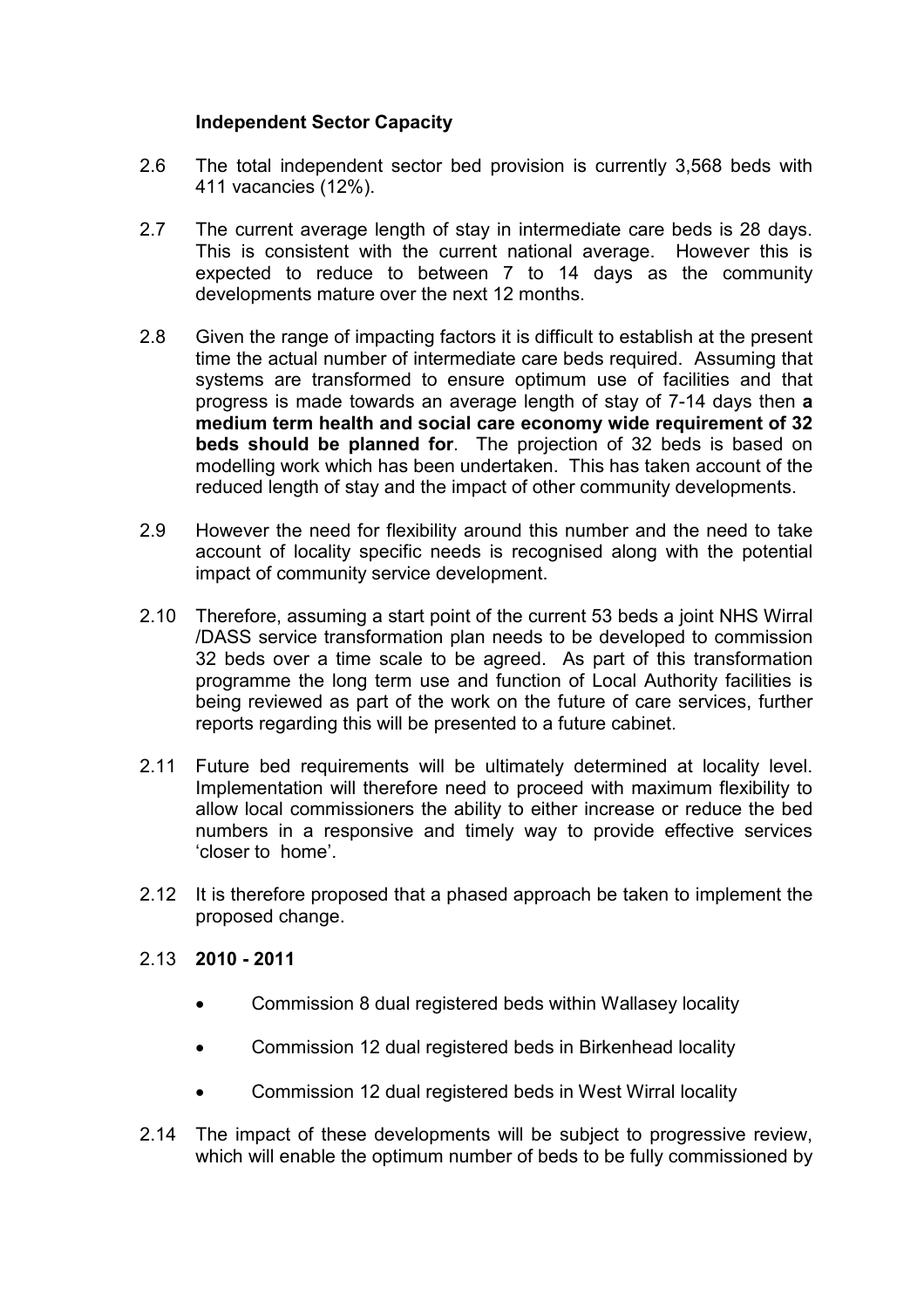### Independent Sector Capacity

2.6 The total independent sector bed provision is currently 3,568 beds with 411 vacancies (12%).

2.7 The current average length of stay in intermediate care beds is 28 days. This is consistent with the current national average. However this is expected to reduce to between 7 to 14 days as the community developments mature over the next 12 months.

2.8 Given the range of impacting factors it is difficult to establish at the present time the actual number of intermediate care beds required. Assuming that systems are transformed to ensure optimum use of facilities and that progress is made towards an average length of stay of 7-14 days then **a medium term health and social care economy wide requirement of 32 beds should be planned for**. The projection of 32 beds is based on modelling work which has been undertaken. This has taken account of the reduced length of stay and the impact of other community developments.

2.9 However the need for flexibility around this number and the need to take account of locality specific needs is recognised along with the potential impact of community service development.

2.10 Therefore, assuming a start point of the current 53 beds a joint NHS Wirral /DASS service transformation plan needs to be developed to commission 32 beds over a time scale to be agreed. As part of this transformation programme the long term use and function of Local Authority facilities is being reviewed as part of the work on the future of care services, further reports regarding this will be presented to a future cabinet.

2.11 Future bed requirements will be ultimately determined at locality level. Implementation will therefore need to proceed with maximum flexibility to allow local commissioners the ability to either increase or reduce the bed numbers in a responsive and timely way to provide effective services 'closer to home'.

2.12 It is therefore proposed that a phased approach be taken to implement the proposed change.

2.13 **2010 - 2011**

- Commission 8 dual registered beds within Wallasey locality
- Commission 12 dual registered beds in Birkenhead locality
- Commission 12 dual registered beds in West Wirral locality

2.14 The impact of these developments will be subject to progressive review, which will enable the optimum number of beds to be fully commissioned by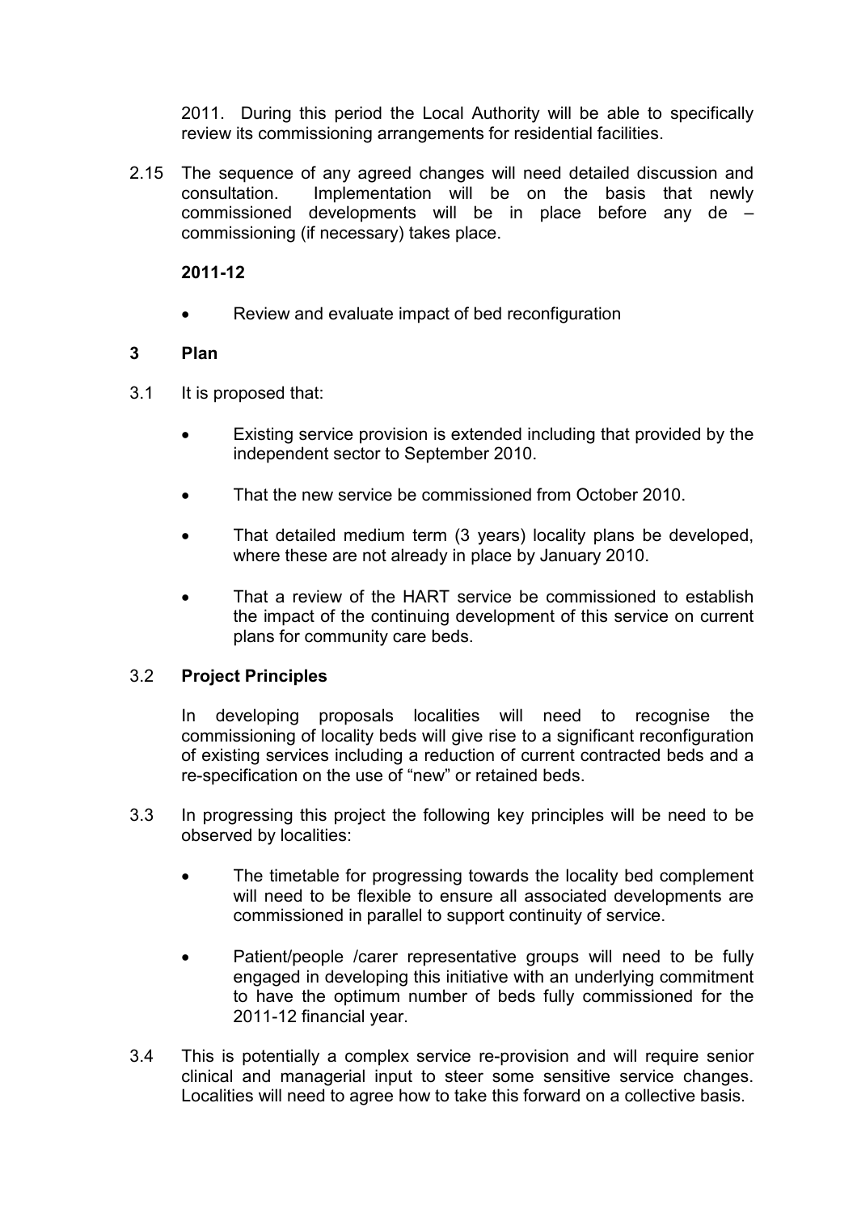2011. During this period the Local Authority will be able to specifically review its commissioning arrangements for residential facilities.

2.15 The sequence of any agreed changes will need detailed discussion and consultation. Implementation will be on the basis that newly commissioned developments will be in place before any de – commissioning (if necessary) takes place.

**2011-12**

- Review and evaluate impact of bed reconfiguration

## 3 Plan

3.1 It is proposed that:

- Existing service provision is extended including that provided by the independent sector to September 2010.
- That the new service be commissioned from October 2010.
- That detailed medium term (3 years) locality plans be developed, where these are not already in place by January 2010.
- That a review of the HART service be commissioned to establish the impact of the continuing development of this service on current plans for community care beds.

3.2 **Project Principles**

In developing proposals localities will need to recognise the commissioning of locality beds will give rise to a significant reconfiguration of existing services including a reduction of current contracted beds and a re-specification on the use of "new" or retained beds.

3.3 In progressing this project the following key principles will be need to be observed by localities:

- The timetable for progressing towards the locality bed complement will need to be flexible to ensure all associated developments are commissioned in parallel to support continuity of service.
- Patient/people /carer representative groups will need to be fully engaged in developing this initiative with an underlying commitment to have the optimum number of beds fully commissioned for the 2011-12 financial year.

3.4 This is potentially a complex service re-provision and will require senior clinical and managerial input to steer some sensitive service changes. Localities will need to agree how to take this forward on a collective basis.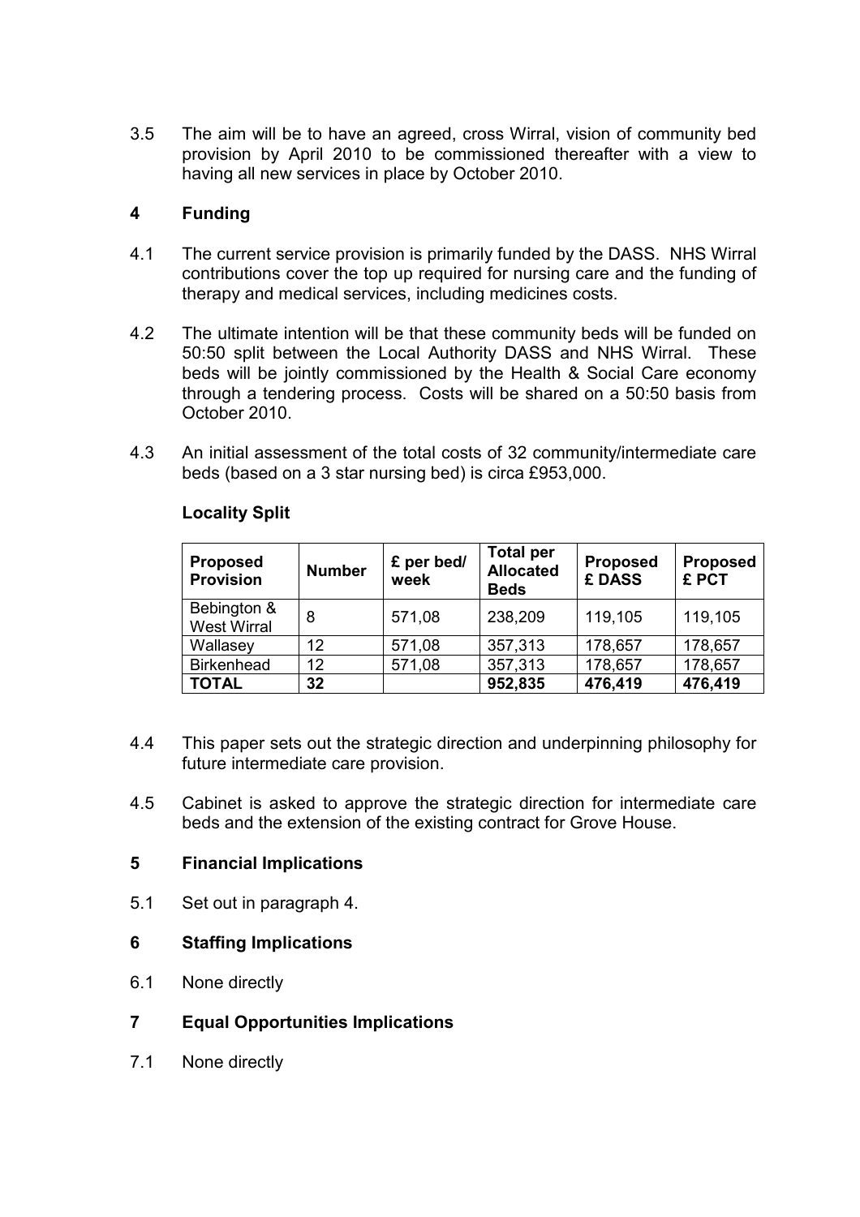3.5 The aim will be to have an agreed, cross Wirral, vision of community bed provision by April 2010 to be commissioned thereafter with a view to having all new services in place by October 2010.

## 4 Funding

4.1 The current service provision is primarily funded by the DASS. NHS Wirral contributions cover the top up required for nursing care and the funding of therapy and medical services, including medicines costs.

4.2 The ultimate intention will be that these community beds will be funded on 50:50 split between the Local Authority DASS and NHS Wirral. These beds will be jointly commissioned by the Health & Social Care economy through a tendering process. Costs will be shared on a 50:50 basis from October 2010.

4.3 An initial assessment of the total costs of 32 community/intermediate care beds (based on a 3 star nursing bed) is circa £953,000.

**Locality Split**

| Proposed Provision | Number | £ per bed/ week | Total per Allocated Beds | Proposed £ DASS | Proposed £ PCT |
|---|---|---|---|---|---|
| Bebington & West Wirral | 8 | 571,08 | 238,209 | 119,105 | 119,105 |
| Wallasey | 12 | 571,08 | 357,313 | 178,657 | 178,657 |
| Birkenhead | 12 | 571,08 | 357,313 | 178,657 | 178,657 |
| **TOTAL** | **32** | | **952,835** | **476,419** | **476,419** |

4.4 This paper sets out the strategic direction and underpinning philosophy for future intermediate care provision.

4.5 Cabinet is asked to approve the strategic direction for intermediate care beds and the extension of the existing contract for Grove House.

## 5 Financial Implications

5.1 Set out in paragraph 4.

## 6 Staffing Implications

6.1 None directly

## 7 Equal Opportunities Implications

7.1 None directly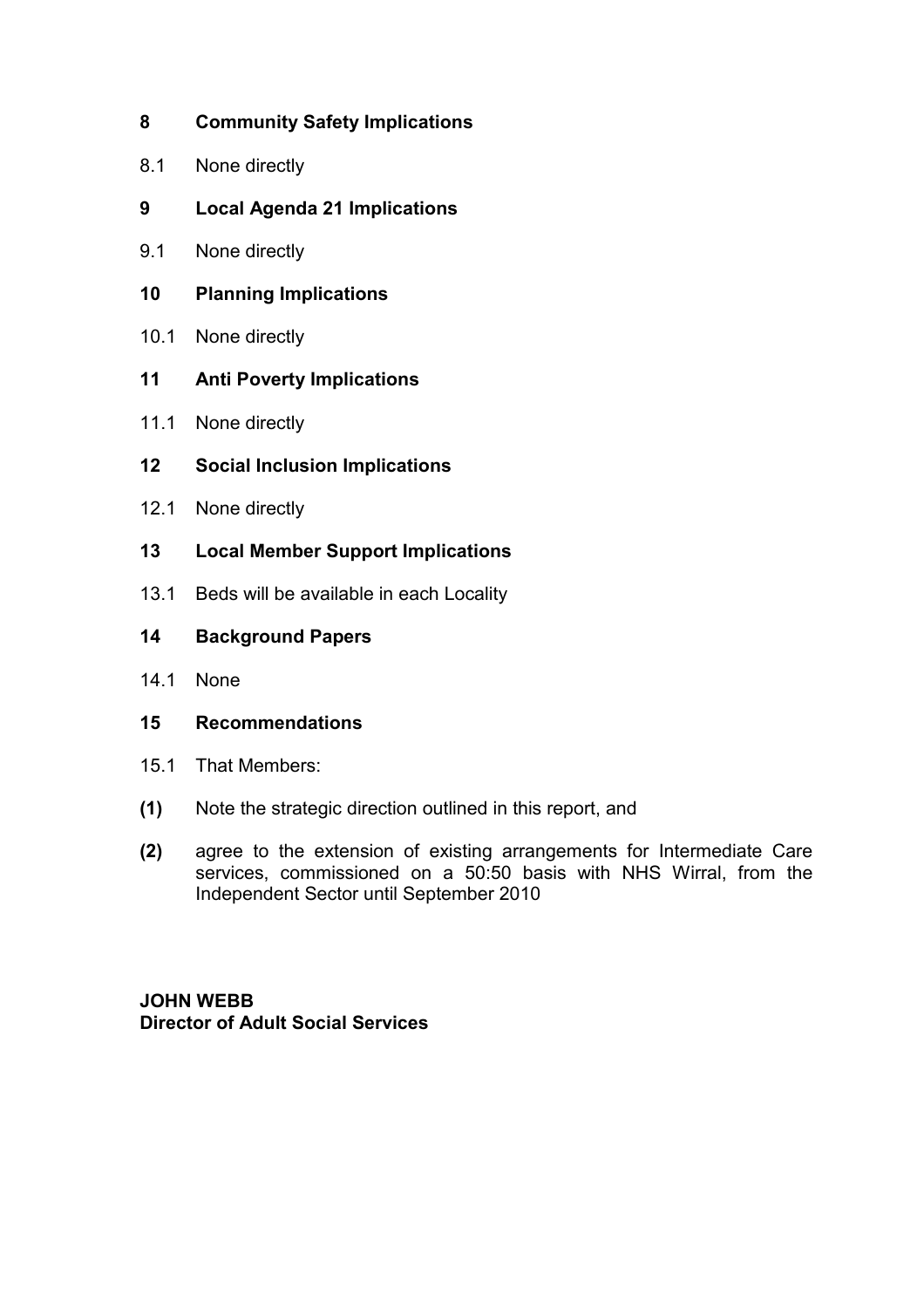## 8 Community Safety Implications

8.1 None directly

## 9 Local Agenda 21 Implications

9.1 None directly

## 10 Planning Implications

10.1 None directly

## 11 Anti Poverty Implications

11.1 None directly

## 12 Social Inclusion Implications

12.1 None directly

## 13 Local Member Support Implications

13.1 Beds will be available in each Locality

## 14 Background Papers

14.1 None

## 15 Recommendations

15.1 That Members:

**(1)** Note the strategic direction outlined in this report, and

**(2)** agree to the extension of existing arrangements for Intermediate Care services, commissioned on a 50:50 basis with NHS Wirral, from the Independent Sector until September 2010

**JOHN WEBB**
**Director of Adult Social Services**